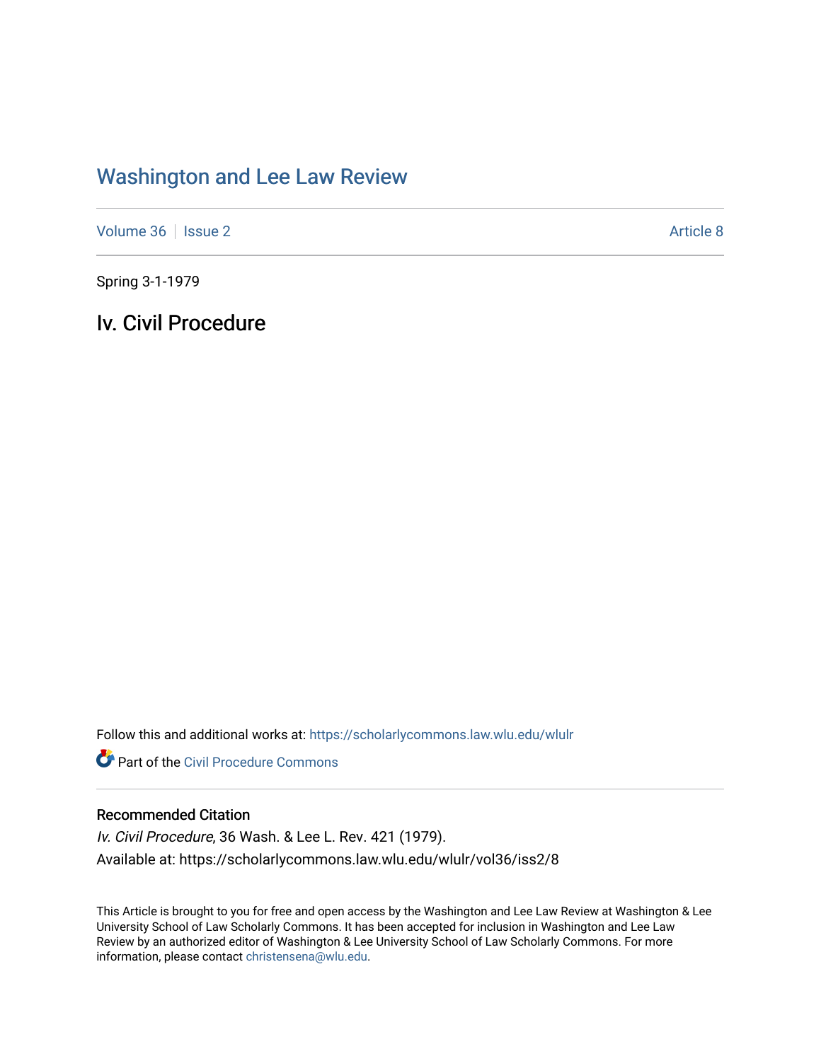# Washington and Lee Law Review

Volume 36 | Issue 2 Article 8

Spring 3-1-1979

## Iv. Civil Procedure

Follow this and additional works at: https://scholarlycommons.law.wlu.edu/wlulr

Part of the Civil Procedure Commons

### Recommended Citation

*Iv. Civil Procedure*, 36 Wash. & Lee L. Rev. 421 (1979).
Available at: https://scholarlycommons.law.wlu.edu/wlulr/vol36/iss2/8

This Article is brought to you for free and open access by the Washington and Lee Law Review at Washington & Lee University School of Law Scholarly Commons. It has been accepted for inclusion in Washington and Lee Law Review by an authorized editor of Washington & Lee University School of Law Scholarly Commons. For more information, please contact christensena@wlu.edu.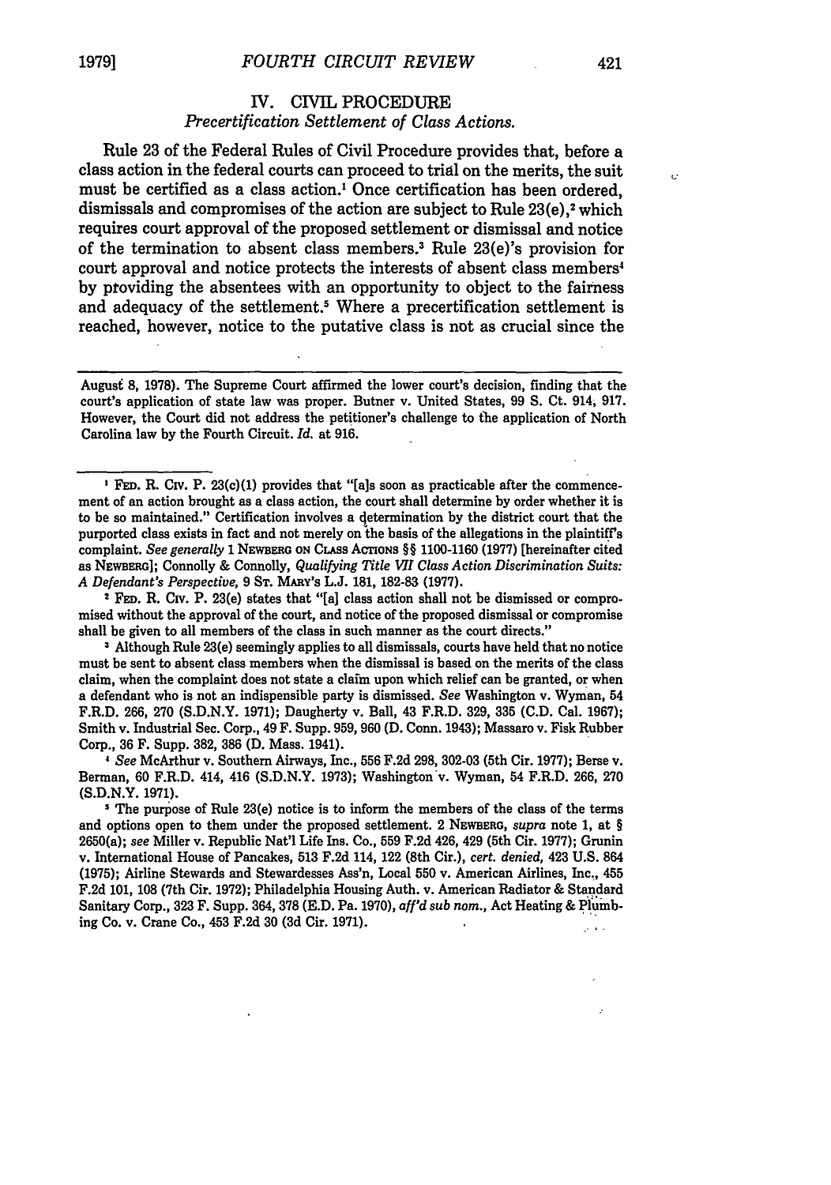## IV. CIVIL PROCEDURE

### *Precertification Settlement of Class Actions.*

Rule 23 of the Federal Rules of Civil Procedure provides that, before a class action in the federal courts can proceed to trial on the merits, the suit must be certified as a class action.[1] Once certification has been ordered, dismissals and compromises of the action are subject to Rule 23(e),[2] which requires court approval of the proposed settlement or dismissal and notice of the termination to absent class members.[3] Rule 23(e)'s provision for court approval and notice protects the interests of absent class members[4] by providing the absentees with an opportunity to object to the fairness and adequacy of the settlement.[5] Where a precertification settlement is reached, however, notice to the putative class is not as crucial since the

---

August 8, 1978). The Supreme Court affirmed the lower court's decision, finding that the court's application of state law was proper. Butner v. United States, 99 S. Ct. 914, 917. However, the Court did not address the petitioner's challenge to the application of North Carolina law by the Fourth Circuit. *Id.* at 916.

---

[1] Fed. R. Civ. P. 23(c)(1) provides that "[a]s soon as practicable after the commencement of an action brought as a class action, the court shall determine by order whether it is to be so maintained." Certification involves a determination by the district court that the purported class exists in fact and not merely on the basis of the allegations in the plaintiff's complaint. *See generally* 1 Newberg on Class Actions §§ 1100-1160 (1977) [hereinafter cited as Newberg]; Connolly & Connolly, *Qualifying Title VII Class Action Discrimination Suits: A Defendant's Perspective*, 9 St. Mary's L.J. 181, 182-83 (1977).

[2] Fed. R. Civ. P. 23(e) states that "[a] class action shall not be dismissed or compromised without the approval of the court, and notice of the proposed dismissal or compromise shall be given to all members of the class in such manner as the court directs."

[3] Although Rule 23(e) seemingly applies to all dismissals, courts have held that no notice must be sent to absent class members when the dismissal is based on the merits of the class claim, when the complaint does not state a claim upon which relief can be granted, or when a defendant who is not an indispensible party is dismissed. *See* Washington v. Wyman, 54 F.R.D. 266, 270 (S.D.N.Y. 1971); Daugherty v. Ball, 43 F.R.D. 329, 335 (C.D. Cal. 1967); Smith v. Industrial Sec. Corp., 49 F. Supp. 959, 960 (D. Conn. 1943); Massaro v. Fisk Rubber Corp., 36 F. Supp. 382, 386 (D. Mass. 1941).

[4] *See* McArthur v. Southern Airways, Inc., 556 F.2d 298, 302-03 (5th Cir. 1977); Berse v. Berman, 60 F.R.D. 414, 416 (S.D.N.Y. 1973); Washington v. Wyman, 54 F.R.D. 266, 270 (S.D.N.Y. 1971).

[5] The purpose of Rule 23(e) notice is to inform the members of the class of the terms and options open to them under the proposed settlement. 2 Newberg, *supra* note 1, at § 2650(a); *see* Miller v. Republic Nat'l Life Ins. Co., 559 F.2d 426, 429 (5th Cir. 1977); Grunin v. International House of Pancakes, 513 F.2d 114, 122 (8th Cir.), *cert. denied*, 423 U.S. 864 (1975); Airline Stewards and Stewardesses Ass'n, Local 550 v. American Airlines, Inc., 455 F.2d 101, 108 (7th Cir. 1972); Philadelphia Housing Auth. v. American Radiator & Standard Sanitary Corp., 323 F. Supp. 364, 378 (E.D. Pa. 1970), *aff'd sub nom.*, Act Heating & Plumbing Co. v. Crane Co., 453 F.2d 30 (3d Cir. 1971).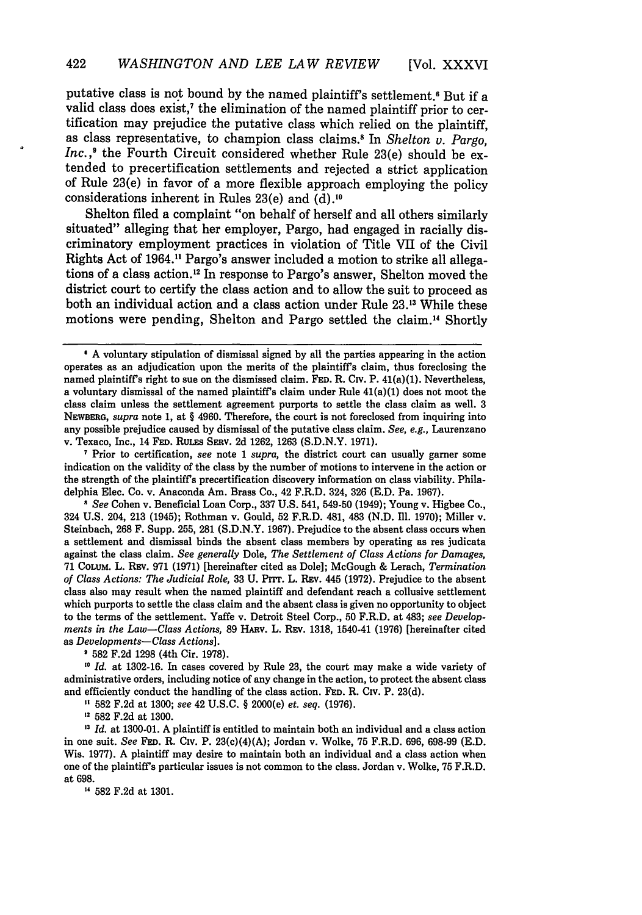putative class is not bound by the named plaintiff's settlement.[6] But if a valid class does exist,[7] the elimination of the named plaintiff prior to certification may prejudice the putative class which relied on the plaintiff, as class representative, to champion class claims.[8] In *Shelton v. Pargo, Inc.*,[9] the Fourth Circuit considered whether Rule 23(e) should be extended to precertification settlements and rejected a strict application of Rule 23(e) in favor of a more flexible approach employing the policy considerations inherent in Rules 23(e) and (d).[10]

Shelton filed a complaint "on behalf of herself and all others similarly situated" alleging that her employer, Pargo, had engaged in racially discriminatory employment practices in violation of Title VII of the Civil Rights Act of 1964.[11] Pargo's answer included a motion to strike all allegations of a class action.[12] In response to Pargo's answer, Shelton moved the district court to certify the class action and to allow the suit to proceed as both an individual action and a class action under Rule 23.[13] While these motions were pending, Shelton and Pargo settled the claim.[14] Shortly

---

[6] A voluntary stipulation of dismissal signed by all the parties appearing in the action operates as an adjudication upon the merits of the plaintiff's claim, thus foreclosing the named plaintiff's right to sue on the dismissed claim. FED. R. CIV. P. 41(a)(1). Nevertheless, a voluntary dismissal of the named plaintiff's claim under Rule 41(a)(1) does not moot the class claim unless the settlement agreement purports to settle the class claim as well. 3 NEWBERG, *supra* note 1, at § 4960. Therefore, the court is not foreclosed from inquiring into any possible prejudice caused by dismissal of the putative class claim. *See, e.g.*, Laurenzano v. Texaco, Inc., 14 FED. RULES SERV. 2d 1262, 1263 (S.D.N.Y. 1971).

[7] Prior to certification, *see* note 1 *supra*, the district court can usually garner some indication on the validity of the class by the number of motions to intervene in the action or the strength of the plaintiff's precertification discovery information on class viability. Philadelphia Elec. Co. v. Anaconda Am. Brass Co., 42 F.R.D. 324, 326 (E.D. Pa. 1967).

[8] *See* Cohen v. Beneficial Loan Corp., 337 U.S. 541, 549-50 (1949); Young v. Higbee Co., 324 U.S. 204, 213 (1945); Rothman v. Gould, 52 F.R.D. 481, 483 (N.D. Ill. 1970); Miller v. Steinbach, 268 F. Supp. 255, 281 (S.D.N.Y. 1967). Prejudice to the absent class occurs when a settlement and dismissal binds the absent class members by operating as res judicata against the class claim. *See generally* Dole, *The Settlement of Class Actions for Damages*, 71 COLUM. L. REV. 971 (1971) [hereinafter cited as Dole]; McGough & Lerach, *Termination of Class Actions: The Judicial Role*, 33 U. PITT. L. REV. 445 (1972). Prejudice to the absent class also may result when the named plaintiff and defendant reach a collusive settlement which purports to settle the class claim and the absent class is given no opportunity to object to the terms of the settlement. Yaffe v. Detroit Steel Corp., 50 F.R.D. at 483; *see Developments in the Law—Class Actions*, 89 HARV. L. REV. 1318, 1540-41 (1976) [hereinafter cited as *Developments—Class Actions*].

[9] 582 F.2d 1298 (4th Cir. 1978).

[10] *Id.* at 1302-16. In cases covered by Rule 23, the court may make a wide variety of administrative orders, including notice of any change in the action, to protect the absent class and efficiently conduct the handling of the class action. FED. R. CIV. P. 23(d).

[11] 582 F.2d at 1300; *see* 42 U.S.C. § 2000(e) *et. seq.* (1976).

[12] 582 F.2d at 1300.

[13] *Id.* at 1300-01. A plaintiff is entitled to maintain both an individual and a class action in one suit. *See* FED. R. CIV. P. 23(c)(4)(A); Jordan v. Wolke, 75 F.R.D. 696, 698-99 (E.D. Wis. 1977). A plaintiff may desire to maintain both an individual and a class action when one of the plaintiff's particular issues is not common to the class. Jordan v. Wolke, 75 F.R.D. at 698.

[14] 582 F.2d at 1301.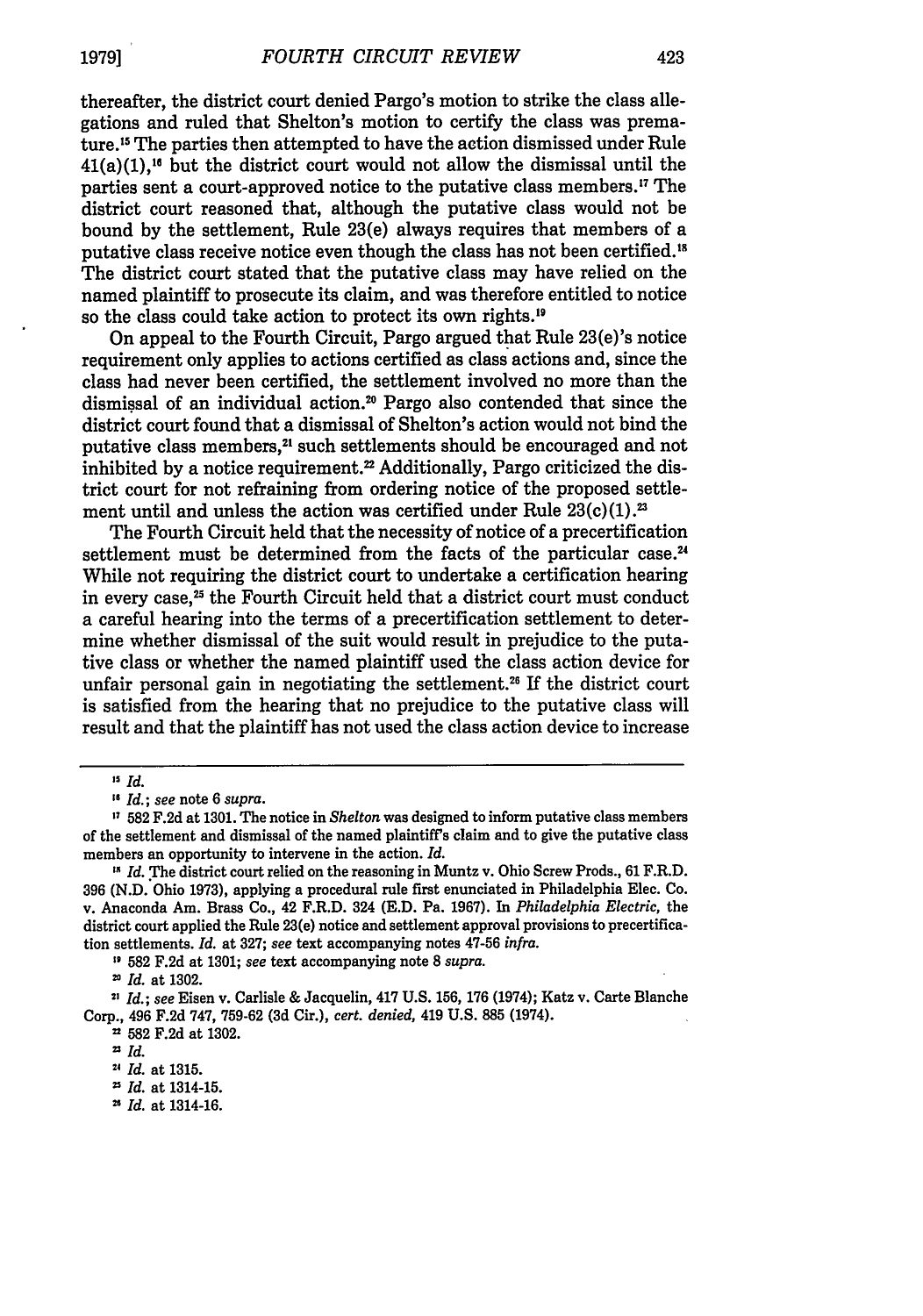thereafter, the district court denied Pargo's motion to strike the class allegations and ruled that Shelton's motion to certify the class was premature.[15] The parties then attempted to have the action dismissed under Rule 41(a)(1),[16] but the district court would not allow the dismissal until the parties sent a court-approved notice to the putative class members.[17] The district court reasoned that, although the putative class would not be bound by the settlement, Rule 23(e) always requires that members of a putative class receive notice even though the class has not been certified.[18] The district court stated that the putative class may have relied on the named plaintiff to prosecute its claim, and was therefore entitled to notice so the class could take action to protect its own rights.[19]

On appeal to the Fourth Circuit, Pargo argued that Rule 23(e)'s notice requirement only applies to actions certified as class actions and, since the class had never been certified, the settlement involved no more than the dismissal of an individual action.[20] Pargo also contended that since the district court found that a dismissal of Shelton's action would not bind the putative class members,[21] such settlements should be encouraged and not inhibited by a notice requirement.[22] Additionally, Pargo criticized the district court for not refraining from ordering notice of the proposed settlement until and unless the action was certified under Rule 23(c)(1).[23]

The Fourth Circuit held that the necessity of notice of a precertification settlement must be determined from the facts of the particular case.[24] While not requiring the district court to undertake a certification hearing in every case,[25] the Fourth Circuit held that a district court must conduct a careful hearing into the terms of a precertification settlement to determine whether dismissal of the suit would result in prejudice to the putative class or whether the named plaintiff used the class action device for unfair personal gain in negotiating the settlement.[26] If the district court is satisfied from the hearing that no prejudice to the putative class will result and that the plaintiff has not used the class action device to increase

---

[15] *Id.*

[16] *Id.*; *see* note 6 *supra.*

[17] 582 F.2d at 1301. The notice in *Shelton* was designed to inform putative class members of the settlement and dismissal of the named plaintiff's claim and to give the putative class members an opportunity to intervene in the action. *Id.*

[18] *Id.* The district court relied on the reasoning in Muntz v. Ohio Screw Prods., 61 F.R.D. 396 (N.D. Ohio 1973), applying a procedural rule first enunciated in Philadelphia Elec. Co. v. Anaconda Am. Brass Co., 42 F.R.D. 324 (E.D. Pa. 1967). In *Philadelphia Electric*, the district court applied the Rule 23(e) notice and settlement approval provisions to precertification settlements. *Id.* at 327; *see* text accompanying notes 47-56 *infra.*

[19] 582 F.2d at 1301; *see* text accompanying note 8 *supra.*

[20] *Id.* at 1302.

[21] *Id.*; *see* Eisen v. Carlisle & Jacquelin, 417 U.S. 156, 176 (1974); Katz v. Carte Blanche Corp., 496 F.2d 747, 759-62 (3d Cir.), *cert. denied*, 419 U.S. 885 (1974).

[22] 582 F.2d at 1302.

[23] *Id.*

[24] *Id.* at 1315.

[25] *Id.* at 1314-15.

[26] *Id.* at 1314-16.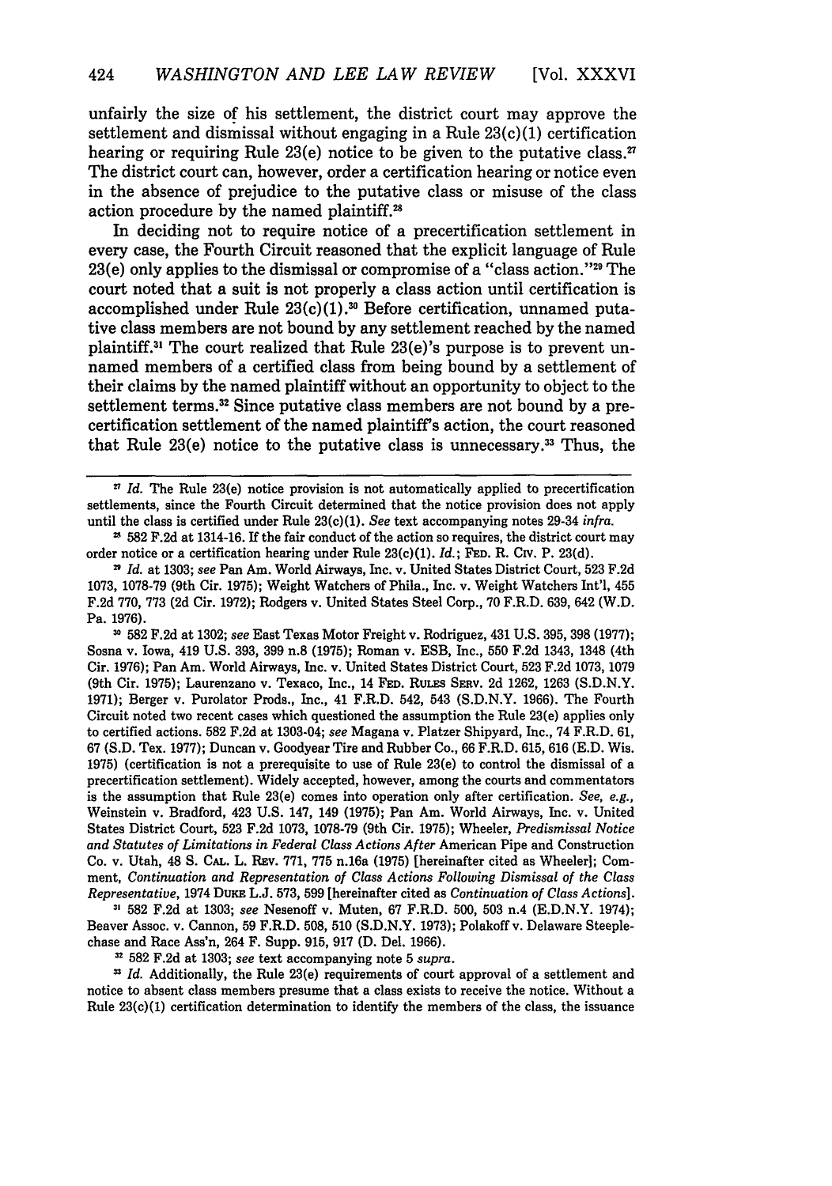unfairly the size of his settlement, the district court may approve the settlement and dismissal without engaging in a Rule 23(c)(1) certification hearing or requiring Rule 23(e) notice to be given to the putative class.[27] The district court can, however, order a certification hearing or notice even in the absence of prejudice to the putative class or misuse of the class action procedure by the named plaintiff.[28]

In deciding not to require notice of a precertification settlement in every case, the Fourth Circuit reasoned that the explicit language of Rule 23(e) only applies to the dismissal or compromise of a "class action."[29] The court noted that a suit is not properly a class action until certification is accomplished under Rule 23(c)(1).[30] Before certification, unnamed putative class members are not bound by any settlement reached by the named plaintiff.[31] The court realized that Rule 23(e)'s purpose is to prevent unnamed members of a certified class from being bound by a settlement of their claims by the named plaintiff without an opportunity to object to the settlement terms.[32] Since putative class members are not bound by a precertification settlement of the named plaintiff's action, the court reasoned that Rule 23(e) notice to the putative class is unnecessary.[33] Thus, the

---

[27] *Id.* The Rule 23(e) notice provision is not automatically applied to precertification settlements, since the Fourth Circuit determined that the notice provision does not apply until the class is certified under Rule 23(c)(1). *See* text accompanying notes 29-34 *infra*.

[28] 582 F.2d at 1314-16. If the fair conduct of the action so requires, the district court may order notice or a certification hearing under Rule 23(c)(1). *Id.*; FED. R. CIV. P. 23(d).

[29] *Id.* at 1303; *see* Pan Am. World Airways, Inc. v. United States District Court, 523 F.2d 1073, 1078-79 (9th Cir. 1975); Weight Watchers of Phila., Inc. v. Weight Watchers Int'l, 455 F.2d 770, 773 (2d Cir. 1972); Rodgers v. United States Steel Corp., 70 F.R.D. 639, 642 (W.D. Pa. 1976).

[30] 582 F.2d at 1302; *see* East Texas Motor Freight v. Rodriguez, 431 U.S. 395, 398 (1977); Sosna v. Iowa, 419 U.S. 393, 399 n.8 (1975); Roman v. ESB, Inc., 550 F.2d 1343, 1348 (4th Cir. 1976); Pan Am. World Airways, Inc. v. United States District Court, 523 F.2d 1073, 1079 (9th Cir. 1975); Laurenzano v. Texaco, Inc., 14 FED. RULES SERV. 2d 1262, 1263 (S.D.N.Y. 1971); Berger v. Purolator Prods., Inc., 41 F.R.D. 542, 543 (S.D.N.Y. 1966). The Fourth Circuit noted two recent cases which questioned the assumption the Rule 23(e) applies only to certified actions. 582 F.2d at 1303-04; *see* Magana v. Platzer Shipyard, Inc., 74 F.R.D. 61, 67 (S.D. Tex. 1977); Duncan v. Goodyear Tire and Rubber Co., 66 F.R.D. 615, 616 (E.D. Wis. 1975) (certification is not a prerequisite to use of Rule 23(e) to control the dismissal of a precertification settlement). Widely accepted, however, among the courts and commentators is the assumption that Rule 23(e) comes into operation only after certification. *See, e.g.*, Weinstein v. Bradford, 423 U.S. 147, 149 (1975); Pan Am. World Airways, Inc. v. United States District Court, 523 F.2d 1073, 1078-79 (9th Cir. 1975); Wheeler, *Predismissal Notice and Statutes of Limitations in Federal Class Actions After* American Pipe and Construction Co. v. Utah, 48 S. CAL. L. REV. 771, 775 n.16a (1975) [hereinafter cited as Wheeler]; Comment, *Continuation and Representation of Class Actions Following Dismissal of the Class Representative*, 1974 DUKE L.J. 573, 599 [hereinafter cited as *Continuation of Class Actions*].

[31] 582 F.2d at 1303; *see* Nesenoff v. Muten, 67 F.R.D. 500, 503 n.4 (E.D.N.Y. 1974); Beaver Assoc. v. Cannon, 59 F.R.D. 508, 510 (S.D.N.Y. 1973); Polakoff v. Delaware Steeplechase and Race Ass'n, 264 F. Supp. 915, 917 (D. Del. 1966).

[32] 582 F.2d at 1303; *see* text accompanying note 5 *supra*.

[33] *Id.* Additionally, the Rule 23(e) requirements of court approval of a settlement and notice to absent class members presume that a class exists to receive the notice. Without a Rule 23(c)(1) certification determination to identify the members of the class, the issuance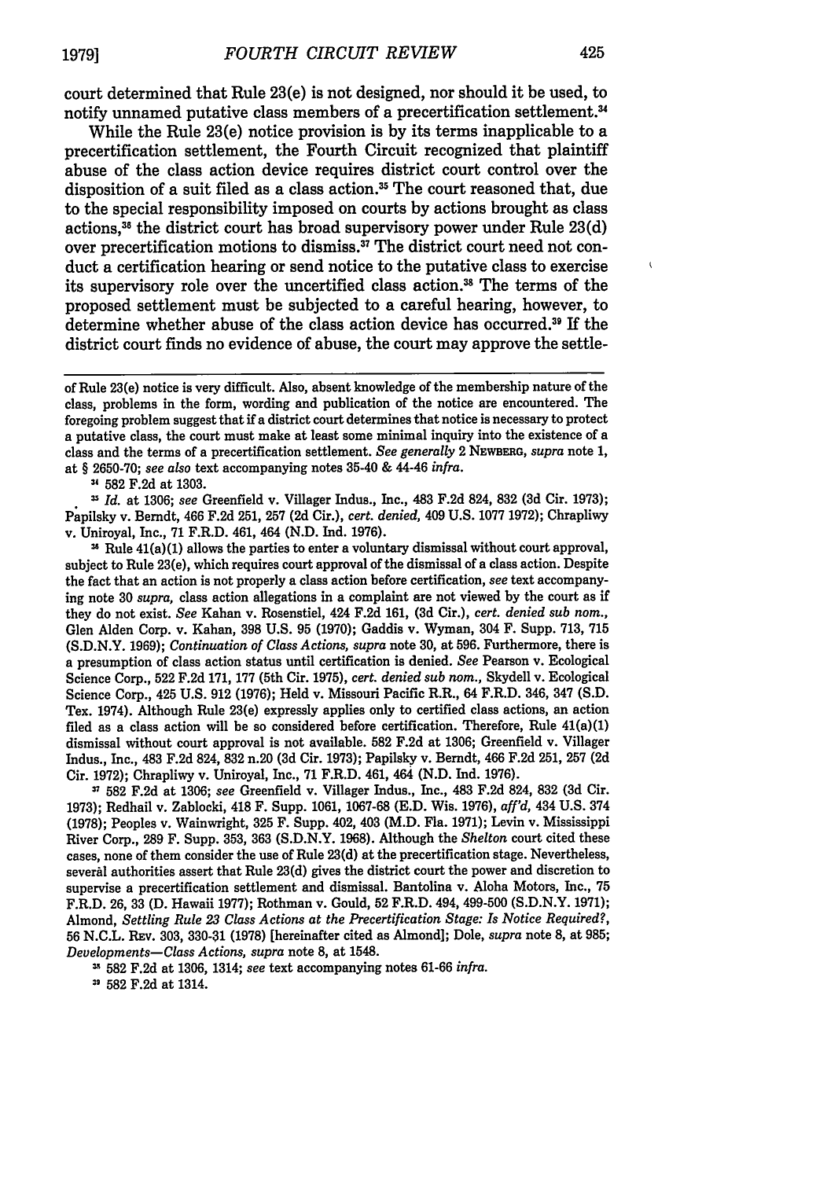court determined that Rule 23(e) is not designed, nor should it be used, to notify unnamed putative class members of a precertification settlement.[34]

While the Rule 23(e) notice provision is by its terms inapplicable to a precertification settlement, the Fourth Circuit recognized that plaintiff abuse of the class action device requires district court control over the disposition of a suit filed as a class action.[35] The court reasoned that, due to the special responsibility imposed on courts by actions brought as class actions,[36] the district court has broad supervisory power under Rule 23(d) over precertification motions to dismiss.[37] The district court need not conduct a certification hearing or send notice to the putative class to exercise its supervisory role over the uncertified class action.[38] The terms of the proposed settlement must be subjected to a careful hearing, however, to determine whether abuse of the class action device has occurred.[39] If the district court finds no evidence of abuse, the court may approve the settle-

---

of Rule 23(e) notice is very difficult. Also, absent knowledge of the membership nature of the class, problems in the form, wording and publication of the notice are encountered. The foregoing problem suggest that if a district court determines that notice is necessary to protect a putative class, the court must make at least some minimal inquiry into the existence of a class and the terms of a precertification settlement. *See generally* 2 NEWBERG, *supra* note 1, at § 2650-70; *see also* text accompanying notes 35-40 & 44-46 *infra*.

[34] 582 F.2d at 1303.

[35] *Id.* at 1306; *see* Greenfield v. Villager Indus., Inc., 483 F.2d 824, 832 (3d Cir. 1973); Papilsky v. Berndt, 466 F.2d 251, 257 (2d Cir.), *cert. denied*, 409 U.S. 1077 1972); Chrapliwy v. Uniroyal, Inc., 71 F.R.D. 461, 464 (N.D. Ind. 1976).

[36] Rule 41(a)(1) allows the parties to enter a voluntary dismissal without court approval, subject to Rule 23(e), which requires court approval of the dismissal of a class action. Despite the fact that an action is not properly a class action before certification, *see* text accompanying note 30 *supra*, class action allegations in a complaint are not viewed by the court as if they do not exist. *See* Kahan v. Rosenstiel, 424 F.2d 161, (3d Cir.), *cert. denied sub nom.*, Glen Alden Corp. v. Kahan, 398 U.S. 95 (1970); Gaddis v. Wyman, 304 F. Supp. 713, 715 (S.D.N.Y. 1969); *Continuation of Class Actions*, *supra* note 30, at 596. Furthermore, there is a presumption of class action status until certification is denied. *See* Pearson v. Ecological Science Corp., 522 F.2d 171, 177 (5th Cir. 1975), *cert. denied sub nom.*, Skydell v. Ecological Science Corp., 425 U.S. 912 (1976); Held v. Missouri Pacific R.R., 64 F.R.D. 346, 347 (S.D. Tex. 1974). Although Rule 23(e) expressly applies only to certified class actions, an action filed as a class action will be so considered before certification. Therefore, Rule 41(a)(1) dismissal without court approval is not available. 582 F.2d at 1306; Greenfield v. Villager Indus., Inc., 483 F.2d 824, 832 n.20 (3d Cir. 1973); Papilsky v. Berndt, 466 F.2d 251, 257 (2d Cir. 1972); Chrapliwy v. Uniroyal, Inc., 71 F.R.D. 461, 464 (N.D. Ind. 1976).

[37] 582 F.2d at 1306; *see* Greenfield v. Villager Indus., Inc., 483 F.2d 824, 832 (3d Cir. 1973); Redhail v. Zablocki, 418 F. Supp. 1061, 1067-68 (E.D. Wis. 1976), *aff'd*, 434 U.S. 374 (1978); Peoples v. Wainwright, 325 F. Supp. 402, 403 (M.D. Fla. 1971); Levin v. Mississippi River Corp., 289 F. Supp. 353, 363 (S.D.N.Y. 1968). Although the *Shelton* court cited these cases, none of them consider the use of Rule 23(d) at the precertification stage. Nevertheless, several authorities assert that Rule 23(d) gives the district court the power and discretion to supervise a precertification settlement and dismissal. Bantolina v. Aloha Motors, Inc., 75 F.R.D. 26, 33 (D. Hawaii 1977); Rothman v. Gould, 52 F.R.D. 494, 499-500 (S.D.N.Y. 1971); Almond, *Settling Rule 23 Class Actions at the Precertification Stage: Is Notice Required?*, 56 N.C.L. REV. 303, 330-31 (1978) [hereinafter cited as Almond]; Dole, *supra* note 8, at 985; *Developments—Class Actions*, *supra* note 8, at 1548.

[38] 582 F.2d at 1306, 1314; *see* text accompanying notes 61-66 *infra*.

[39] 582 F.2d at 1314.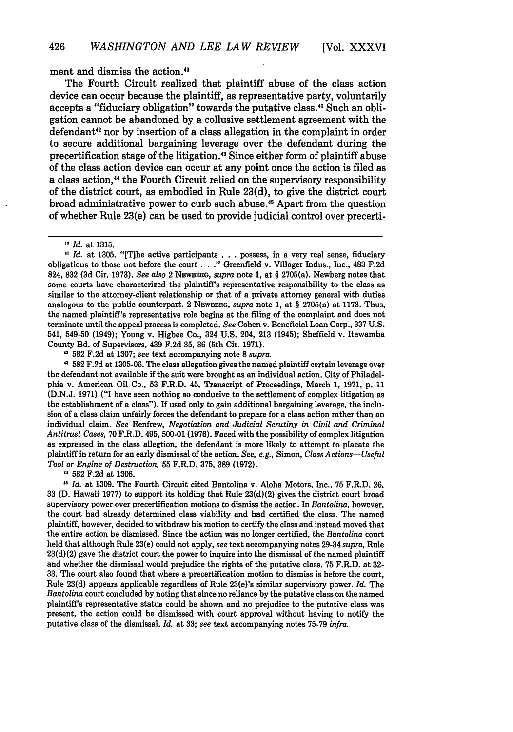ment and dismiss the action.[40]

The Fourth Circuit realized that plaintiff abuse of the class action device can occur because the plaintiff, as representative party, voluntarily accepts a "fiduciary obligation" towards the putative class.[41] Such an obligation cannot be abandoned by a collusive settlement agreement with the defendant[42] nor by insertion of a class allegation in the complaint in order to secure additional bargaining leverage over the defendant during the precertification stage of the litigation.[43] Since either form of plaintiff abuse of the class action device can occur at any point once the action is filed as a class action,[44] the Fourth Circuit relied on the supervisory responsibility of the district court, as embodied in Rule 23(d), to give the district court broad administrative power to curb such abuse.[45] Apart from the question of whether Rule 23(e) can be used to provide judicial control over precerti-

---

[40] *Id.* at 1315.

[41] *Id.* at 1305. "[T]he active participants . . . possess, in a very real sense, fiduciary obligations to those not before the court . . ." Greenfield v. Villager Indus., Inc., 483 F.2d 824, 832 (3d Cir. 1973). *See also* 2 NEWBERG, *supra* note 1, at § 2705(a). Newberg notes that some courts have characterized the plaintiff's representative responsibility to the class as similar to the attorney-client relationship or that of a private attorney general with duties analogous to the public counterpart. 2 NEWBERG, *supra* note 1, at § 2705(a) at 1173. Thus, the named plaintiff's representative role begins at the filing of the complaint and does not terminate until the appeal process is completed. *See* Cohen v. Beneficial Loan Corp., 337 U.S. 541, 549-50 (1949); Young v. Higbee Co., 324 U.S. 204, 213 (1945); Sheffield v. Itawamba County Bd. of Supervisors, 439 F.2d 35, 36 (5th Cir. 1971).

[42] 582 F.2d at 1307; *see* text accompanying note 8 *supra*.

[43] 582 F.2d at 1305-06. The class allegation gives the named plaintiff certain leverage over the defendant not available if the suit were brought as an individual action. City of Philadelphia v. American Oil Co., 53 F.R.D. 45, Transcript of Proceedings, March 1, 1971, p. 11 (D.N.J. 1971) ("I have seen nothing so conducive to the settlement of complex litigation as the establishment of a class"). If used only to gain additional bargaining leverage, the inclusion of a class claim unfairly forces the defendant to prepare for a class action rather than an individual claim. *See* Renfrew, *Negotiation and Judicial Scrutiny in Civil and Criminal Antitrust Cases*, 70 F.R.D. 495, 500-01 (1976). Faced with the possibility of complex litigation as expressed in the class allegation, the defendant is more likely to attempt to placate the plaintiff in return for an early dismissal of the action. *See, e.g.*, Simon, *Class Actions—Useful Tool or Engine of Destruction*, 55 F.R.D. 375, 389 (1972).

[44] 582 F.2d at 1306.

[45] *Id.* at 1309. The Fourth Circuit cited Bantolina v. Aloha Motors, Inc., 75 F.R.D. 26, 33 (D. Hawaii 1977) to support its holding that Rule 23(d)(2) gives the district court broad supervisory power over precertification motions to dismiss the action. In *Bantolina*, however, the court had already determined class viability and had certified the class. The named plaintiff, however, decided to withdraw his motion to certify the class and instead moved that the entire action be dismissed. Since the action was no longer certified, the *Bantolina* court held that although Rule 23(e) could not apply, *see* text accompanying notes 29-34 *supra*, Rule 23(d)(2) gave the district court the power to inquire into the dismissal of the named plaintiff and whether the dismissal would prejudice the rights of the putative class. 75 F.R.D. at 32-33. The court also found that where a precertification motion to dismiss is before the court, Rule 23(d) appears applicable regardless of Rule 23(e)'s similar supervisory power. *Id.* The *Bantolina* court concluded by noting that since no reliance by the putative class on the named plaintiff's representative status could be shown and no prejudice to the putative class was present, the action could be dismissed with court approval without having to notify the putative class of the dismissal. *Id.* at 33; *see* text accompanying notes 75-79 *infra*.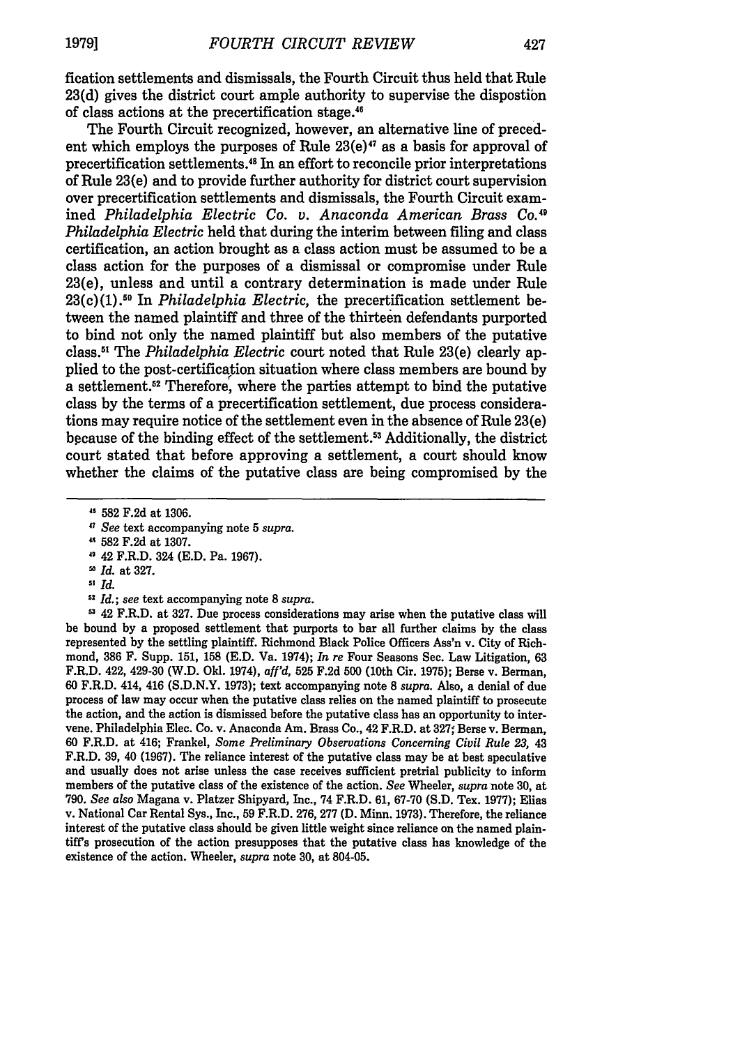fication settlements and dismissals, the Fourth Circuit thus held that Rule 23(d) gives the district court ample authority to supervise the dispostion of class actions at the precertification stage.[46]

The Fourth Circuit recognized, however, an alternative line of precedent which employs the purposes of Rule 23(e)[47] as a basis for approval of precertification settlements.[48] In an effort to reconcile prior interpretations of Rule 23(e) and to provide further authority for district court supervision over precertification settlements and dismissals, the Fourth Circuit examined *Philadelphia Electric Co. v. Anaconda American Brass Co.*[49] *Philadelphia Electric* held that during the interim between filing and class certification, an action brought as a class action must be assumed to be a class action for the purposes of a dismissal or compromise under Rule 23(e), unless and until a contrary determination is made under Rule 23(c)(1).[50] In *Philadelphia Electric,* the precertification settlement between the named plaintiff and three of the thirteen defendants purported to bind not only the named plaintiff but also members of the putative class.[51] The *Philadelphia Electric* court noted that Rule 23(e) clearly applied to the post-certification situation where class members are bound by a settlement.[52] Therefore, where the parties attempt to bind the putative class by the terms of a precertification settlement, due process considerations may require notice of the settlement even in the absence of Rule 23(e) because of the binding effect of the settlement.[53] Additionally, the district court stated that before approving a settlement, a court should know whether the claims of the putative class are being compromised by the

---

[46] 582 F.2d at 1306.

[47] *See* text accompanying note 5 *supra.*

[48] 582 F.2d at 1307.

[49] 42 F.R.D. 324 (E.D. Pa. 1967).

[50] *Id.* at 327.

[51] *Id.*

[52] *Id.*; *see* text accompanying note 8 *supra.*

[53] 42 F.R.D. at 327. Due process considerations may arise when the putative class will be bound by a proposed settlement that purports to bar all further claims by the class represented by the settling plaintiff. Richmond Black Police Officers Ass'n v. City of Richmond, 386 F. Supp. 151, 158 (E.D. Va. 1974); *In re* Four Seasons Sec. Law Litigation, 63 F.R.D. 422, 429-30 (W.D. Okl. 1974), *aff'd,* 525 F.2d 500 (10th Cir. 1975); Berse v. Berman, 60 F.R.D. 414, 416 (S.D.N.Y. 1973); text accompanying note 8 *supra.* Also, a denial of due process of law may occur when the putative class relies on the named plaintiff to prosecute the action, and the action is dismissed before the putative class has an opportunity to intervene. Philadelphia Elec. Co. v. Anaconda Am. Brass Co., 42 F.R.D. at 327; Berse v. Berman, 60 F.R.D. at 416; Frankel, *Some Preliminary Observations Concerning Civil Rule 23,* 43 F.R.D. 39, 40 (1967). The reliance interest of the putative class may be at best speculative and usually does not arise unless the case receives sufficient pretrial publicity to inform members of the putative class of the existence of the action. *See* Wheeler, *supra* note 30, at 790. *See also* Magana v. Platzer Shipyard, Inc., 74 F.R.D. 61, 67-70 (S.D. Tex. 1977); Elias v. National Car Rental Sys., Inc., 59 F.R.D. 276, 277 (D. Minn. 1973). Therefore, the reliance interest of the putative class should be given little weight since reliance on the named plaintiff's prosecution of the action presupposes that the putative class has knowledge of the existence of the action. Wheeler, *supra* note 30, at 804-05.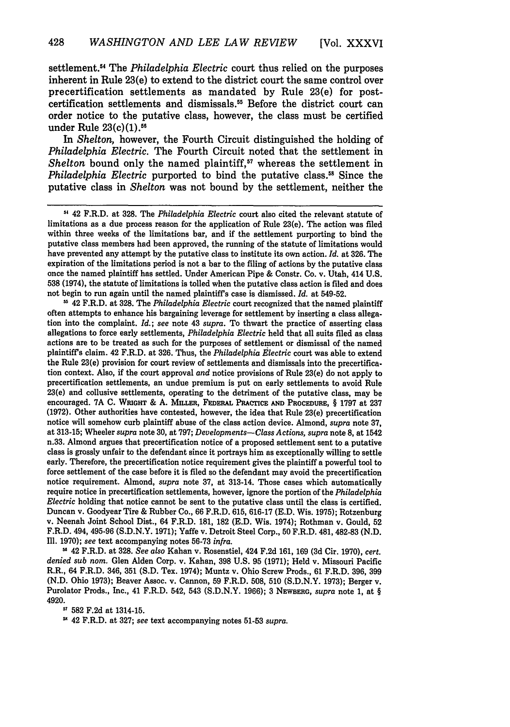settlement.[54] The *Philadelphia Electric* court thus relied on the purposes inherent in Rule 23(e) to extend to the district court the same control over precertification settlements as mandated by Rule 23(e) for post-certification settlements and dismissals.[55] Before the district court can order notice to the putative class, however, the class must be certified under Rule 23(c)(1).[56]

In *Shelton*, however, the Fourth Circuit distinguished the holding of *Philadelphia Electric*. The Fourth Circuit noted that the settlement in *Shelton* bound only the named plaintiff,[57] whereas the settlement in *Philadelphia Electric* purported to bind the putative class.[58] Since the putative class in *Shelton* was not bound by the settlement, neither the

---

[54] 42 F.R.D. at 328. The *Philadelphia Electric* court also cited the relevant statute of limitations as a due process reason for the application of Rule 23(e). The action was filed within three weeks of the limitations bar, and if the settlement purporting to bind the putative class members had been approved, the running of the statute of limitations would have prevented any attempt by the putative class to institute its own action. *Id.* at 326. The expiration of the limitations period is not a bar to the filing of actions by the putative class once the named plaintiff has settled. Under American Pipe & Constr. Co. v. Utah, 414 U.S. 538 (1974), the statute of limitations is tolled when the putative class action is filed and does not begin to run again until the named plaintiff's case is dismissed. *Id.* at 549-52.

[55] 42 F.R.D. at 328. The *Philadelphia Electric* court recognized that the named plaintiff often attempts to enhance his bargaining leverage for settlement by inserting a class allegation into the complaint. *Id.*; *see* note 43 *supra*. To thwart the practice of asserting class allegations to force early settlements, *Philadelphia Electric* held that all suits filed as class actions are to be treated as such for the purposes of settlement or dismissal of the named plaintiff's claim. 42 F.R.D. at 326. Thus, the *Philadelphia Electric* court was able to extend the Rule 23(e) provision for court review of settlements and dismissals into the precertification context. Also, if the court approval *and* notice provisions of Rule 23(e) do not apply to precertification settlements, an undue premium is put on early settlements to avoid Rule 23(e) and collusive settlements, operating to the detriment of the putative class, may be encouraged. 7A C. WRIGHT & A. MILLER, FEDERAL PRACTICE AND PROCEDURE, § 1797 at 237 (1972). Other authorities have contested, however, the idea that Rule 23(e) precertification notice will somehow curb plaintiff abuse of the class action device. Almond, *supra* note 37, at 313-15; Wheeler *supra* note 30, at 797; *Developments—Class Actions*, *supra* note 8, at 1542 n.33. Almond argues that precertification notice of a proposed settlement sent to a putative class is grossly unfair to the defendant since it portrays him as exceptionally willing to settle early. Therefore, the precertification notice requirement gives the plaintiff a powerful tool to force settlement of the case before it is filed so the defendant may avoid the precertification notice requirement. Almond, *supra* note 37, at 313-14. Those cases which automatically require notice in precertification settlements, however, ignore the portion of the *Philadelphia Electric* holding that notice cannot be sent to the putative class until the class is certified. Duncan v. Goodyear Tire & Rubber Co., 66 F.R.D. 615, 616-17 (E.D. Wis. 1975); Rotzenburg v. Neenah Joint School Dist., 64 F.R.D. 181, 182 (E.D. Wis. 1974); Rothman v. Gould, 52 F.R.D. 494, 495-96 (S.D.N.Y. 1971); Yaffe v. Detroit Steel Corp., 50 F.R.D. 481, 482-83 (N.D. Ill. 1970); *see* text accompanying notes 56-73 *infra*.

[56] 42 F.R.D. at 328. *See also* Kahan v. Rosenstiel, 424 F.2d 161, 169 (3d Cir. 1970), *cert. denied sub nom.* Glen Alden Corp. v. Kahan, 398 U.S. 95 (1971); Held v. Missouri Pacific R.R., 64 F.R.D. 346, 351 (S.D. Tex. 1974); Muntz v. Ohio Screw Prods., 61 F.R.D. 396, 399 (N.D. Ohio 1973); Beaver Assoc. v. Cannon, 59 F.R.D. 508, 510 (S.D.N.Y. 1973); Berger v. Purolator Prods., Inc., 41 F.R.D. 542, 543 (S.D.N.Y. 1966); 3 NEWBERG, *supra* note 1, at § 4920.

[57] 582 F.2d at 1314-15.

[58] 42 F.R.D. at 327; *see* text accompanying notes 51-53 *supra*.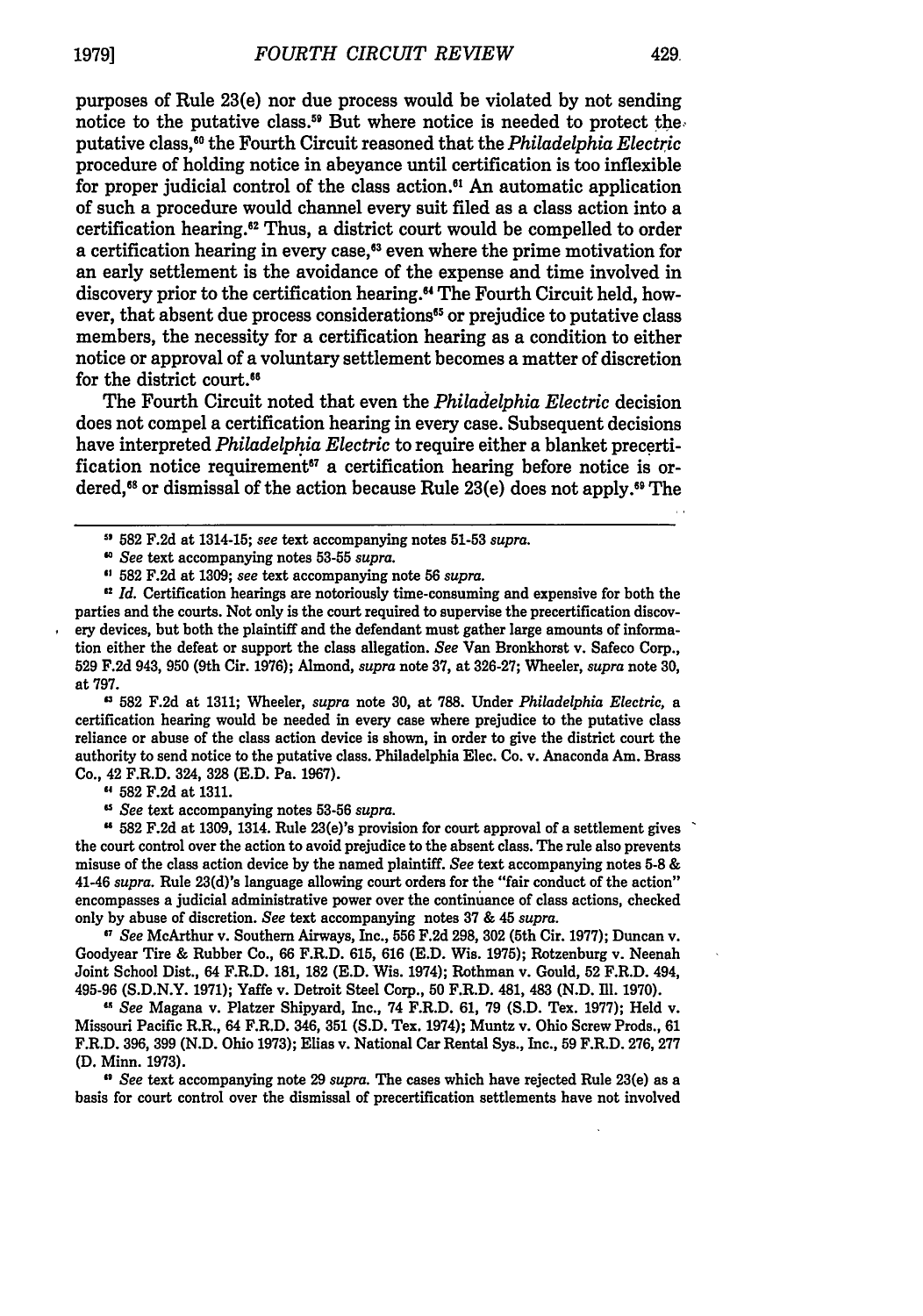purposes of Rule 23(e) nor due process would be violated by not sending notice to the putative class.[59] But where notice is needed to protect the putative class,[60] the Fourth Circuit reasoned that the *Philadelphia Electric* procedure of holding notice in abeyance until certification is too inflexible for proper judicial control of the class action.[61] An automatic application of such a procedure would channel every suit filed as a class action into a certification hearing.[62] Thus, a district court would be compelled to order a certification hearing in every case,[63] even where the prime motivation for an early settlement is the avoidance of the expense and time involved in discovery prior to the certification hearing.[64] The Fourth Circuit held, however, that absent due process considerations[65] or prejudice to putative class members, the necessity for a certification hearing as a condition to either notice or approval of a voluntary settlement becomes a matter of discretion for the district court.[66]

The Fourth Circuit noted that even the *Philadelphia Electric* decision does not compel a certification hearing in every case. Subsequent decisions have interpreted *Philadelphia Electric* to require either a blanket precertification notice requirement[67] a certification hearing before notice is ordered,[68] or dismissal of the action because Rule 23(e) does not apply.[69] The

---

[59] 582 F.2d at 1314-15; *see* text accompanying notes 51-53 *supra.*

[60] *See* text accompanying notes 53-55 *supra.*

[61] 582 F.2d at 1309; *see* text accompanying note 56 *supra.*

[62] *Id.* Certification hearings are notoriously time-consuming and expensive for both the parties and the courts. Not only is the court required to supervise the precertification discovery devices, but both the plaintiff and the defendant must gather large amounts of information either the defeat or support the class allegation. *See* Van Bronkhorst v. Safeco Corp., 529 F.2d 943, 950 (9th Cir. 1976); Almond, *supra* note 37, at 326-27; Wheeler, *supra* note 30, at 797.

[63] 582 F.2d at 1311; Wheeler, *supra* note 30, at 788. Under *Philadelphia Electric,* a certification hearing would be needed in every case where prejudice to the putative class reliance or abuse of the class action device is shown, in order to give the district court the authority to send notice to the putative class. Philadelphia Elec. Co. v. Anaconda Am. Brass Co., 42 F.R.D. 324, 328 (E.D. Pa. 1967).

[64] 582 F.2d at 1311.

[65] *See* text accompanying notes 53-56 *supra.*

[66] 582 F.2d at 1309, 1314. Rule 23(e)'s provision for court approval of a settlement gives the court control over the action to avoid prejudice to the absent class. The rule also prevents misuse of the class action device by the named plaintiff. *See* text accompanying notes 5-8 & 41-46 *supra.* Rule 23(d)'s language allowing court orders for the "fair conduct of the action" encompasses a judicial administrative power over the continuance of class actions, checked only by abuse of discretion. *See* text accompanying notes 37 & 45 *supra.*

[67] *See* McArthur v. Southern Airways, Inc., 556 F.2d 298, 302 (5th Cir. 1977); Duncan v. Goodyear Tire & Rubber Co., 66 F.R.D. 615, 616 (E.D. Wis. 1975); Rotzenburg v. Neenah Joint School Dist., 64 F.R.D. 181, 182 (E.D. Wis. 1974); Rothman v. Gould, 52 F.R.D. 494, 495-96 (S.D.N.Y. 1971); Yaffe v. Detroit Steel Corp., 50 F.R.D. 481, 483 (N.D. Ill. 1970).

[68] *See* Magana v. Platzer Shipyard, Inc., 74 F.R.D. 61, 79 (S.D. Tex. 1977); Held v. Missouri Pacific R.R., 64 F.R.D. 346, 351 (S.D. Tex. 1974); Muntz v. Ohio Screw Prods., 61 F.R.D. 396, 399 (N.D. Ohio 1973); Elias v. National Car Rental Sys., Inc., 59 F.R.D. 276, 277 (D. Minn. 1973).

[69] *See* text accompanying note 29 *supra.* The cases which have rejected Rule 23(e) as a basis for court control over the dismissal of precertification settlements have not involved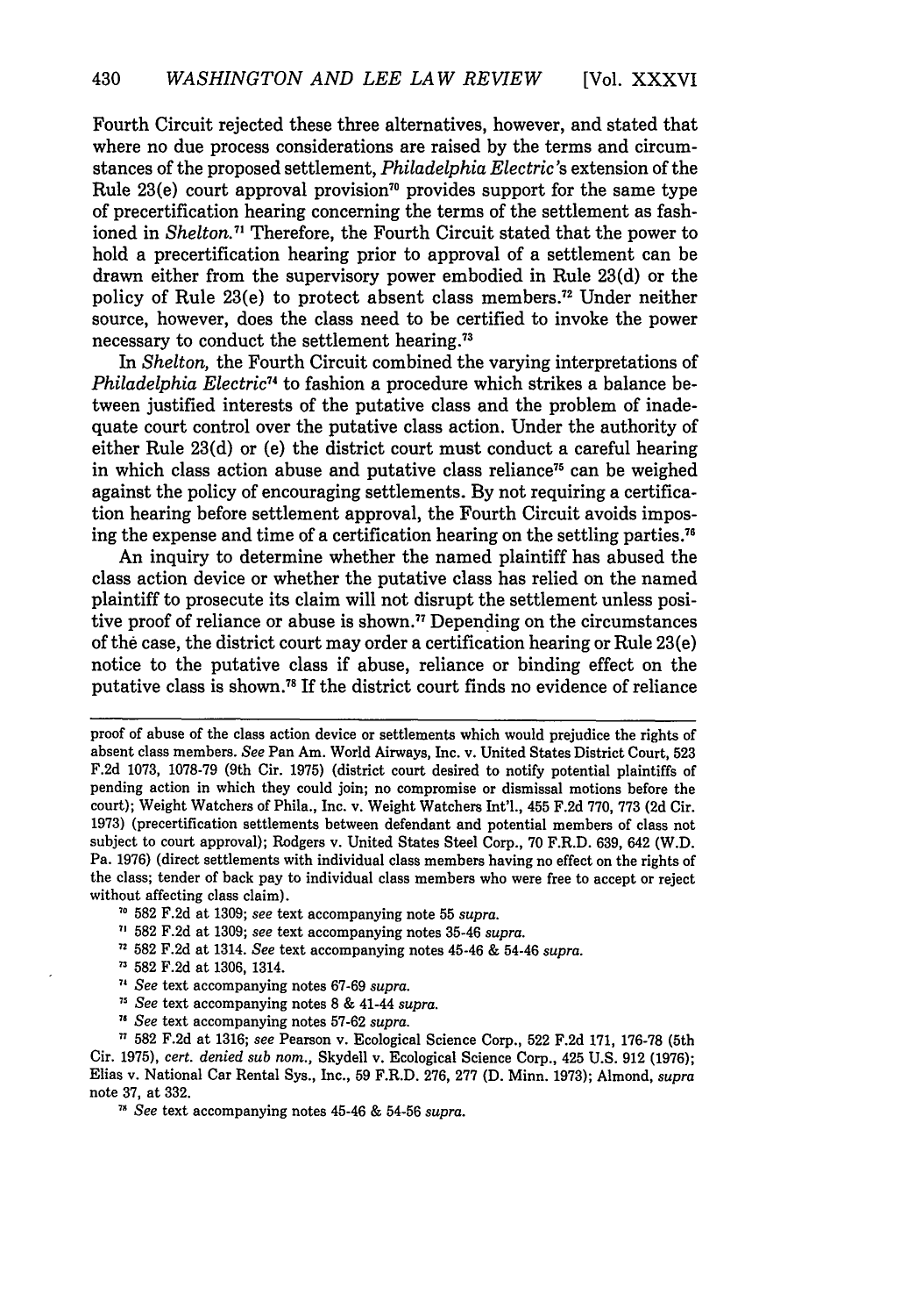Fourth Circuit rejected these three alternatives, however, and stated that where no due process considerations are raised by the terms and circumstances of the proposed settlement, *Philadelphia Electric*'s extension of the Rule 23(e) court approval provision[70] provides support for the same type of precertification hearing concerning the terms of the settlement as fashioned in *Shelton*.[71] Therefore, the Fourth Circuit stated that the power to hold a precertification hearing prior to approval of a settlement can be drawn either from the supervisory power embodied in Rule 23(d) or the policy of Rule 23(e) to protect absent class members.[72] Under neither source, however, does the class need to be certified to invoke the power necessary to conduct the settlement hearing.[73]

In *Shelton*, the Fourth Circuit combined the varying interpretations of *Philadelphia Electric*[74] to fashion a procedure which strikes a balance between justified interests of the putative class and the problem of inadequate court control over the putative class action. Under the authority of either Rule 23(d) or (e) the district court must conduct a careful hearing in which class action abuse and putative class reliance[75] can be weighed against the policy of encouraging settlements. By not requiring a certification hearing before settlement approval, the Fourth Circuit avoids imposing the expense and time of a certification hearing on the settling parties.[76]

An inquiry to determine whether the named plaintiff has abused the class action device or whether the putative class has relied on the named plaintiff to prosecute its claim will not disrupt the settlement unless positive proof of reliance or abuse is shown.[77] Depending on the circumstances of the case, the district court may order a certification hearing or Rule 23(e) notice to the putative class if abuse, reliance or binding effect on the putative class is shown.[78] If the district court finds no evidence of reliance

---

proof of abuse of the class action device or settlements which would prejudice the rights of absent class members. *See* Pan Am. World Airways, Inc. v. United States District Court, 523 F.2d 1073, 1078-79 (9th Cir. 1975) (district court desired to notify potential plaintiffs of pending action in which they could join; no compromise or dismissal motions before the court); Weight Watchers of Phila., Inc. v. Weight Watchers Int'l., 455 F.2d 770, 773 (2d Cir. 1973) (precertification settlements between defendant and potential members of class not subject to court approval); Rodgers v. United States Steel Corp., 70 F.R.D. 639, 642 (W.D. Pa. 1976) (direct settlements with individual class members having no effect on the rights of the class; tender of back pay to individual class members who were free to accept or reject without affecting class claim).

[70] 582 F.2d at 1309; *see* text accompanying note 55 *supra*.

[71] 582 F.2d at 1309; *see* text accompanying notes 35-46 *supra*.

[72] 582 F.2d at 1314. *See* text accompanying notes 45-46 & 54-46 *supra*.

[73] 582 F.2d at 1306, 1314.

[74] *See* text accompanying notes 67-69 *supra*.

[75] *See* text accompanying notes 8 & 41-44 *supra*.

[76] *See* text accompanying notes 57-62 *supra*.

[77] 582 F.2d at 1316; *see* Pearson v. Ecological Science Corp., 522 F.2d 171, 176-78 (5th Cir. 1975), *cert. denied sub nom.*, Skydell v. Ecological Science Corp., 425 U.S. 912 (1976); Elias v. National Car Rental Sys., Inc., 59 F.R.D. 276, 277 (D. Minn. 1973); Almond, *supra* note 37, at 332.

[78] *See* text accompanying notes 45-46 & 54-56 *supra*.